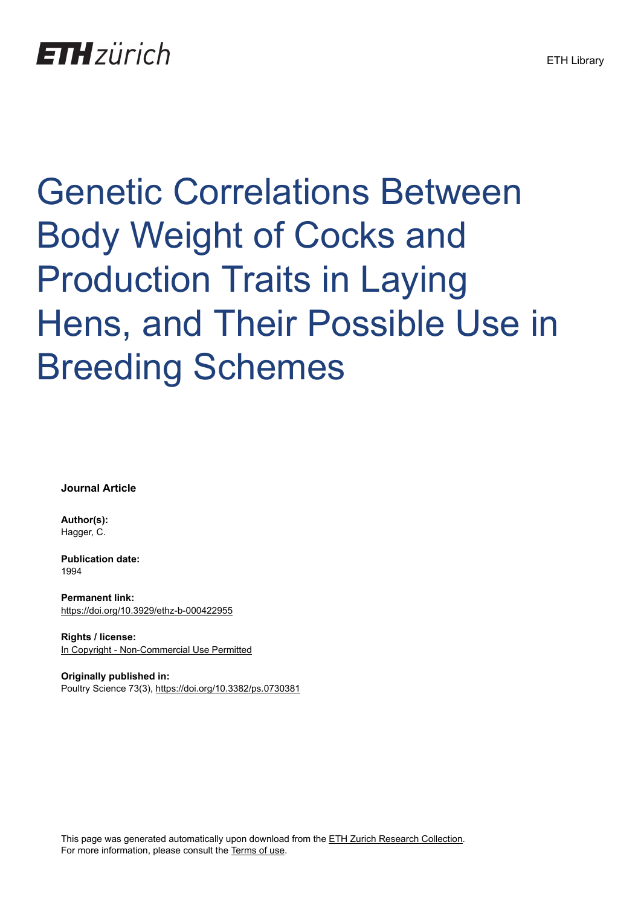# Genetic Correlations Between Body Weight of Cocks and Production Traits in Laying Hens, and Their Possible Use in Breeding Schemes

**Journal Article**

**Author(s):**
Hagger, C.

**Publication date:**
1994

**Permanent link:**
https://doi.org/10.3929/ethz-b-000422955

**Rights / license:**
In Copyright - Non-Commercial Use Permitted

**Originally published in:**
Poultry Science 73(3), https://doi.org/10.3382/ps.0730381

This page was generated automatically upon download from the ETH Zurich Research Collection.
For more information, please consult the Terms of use.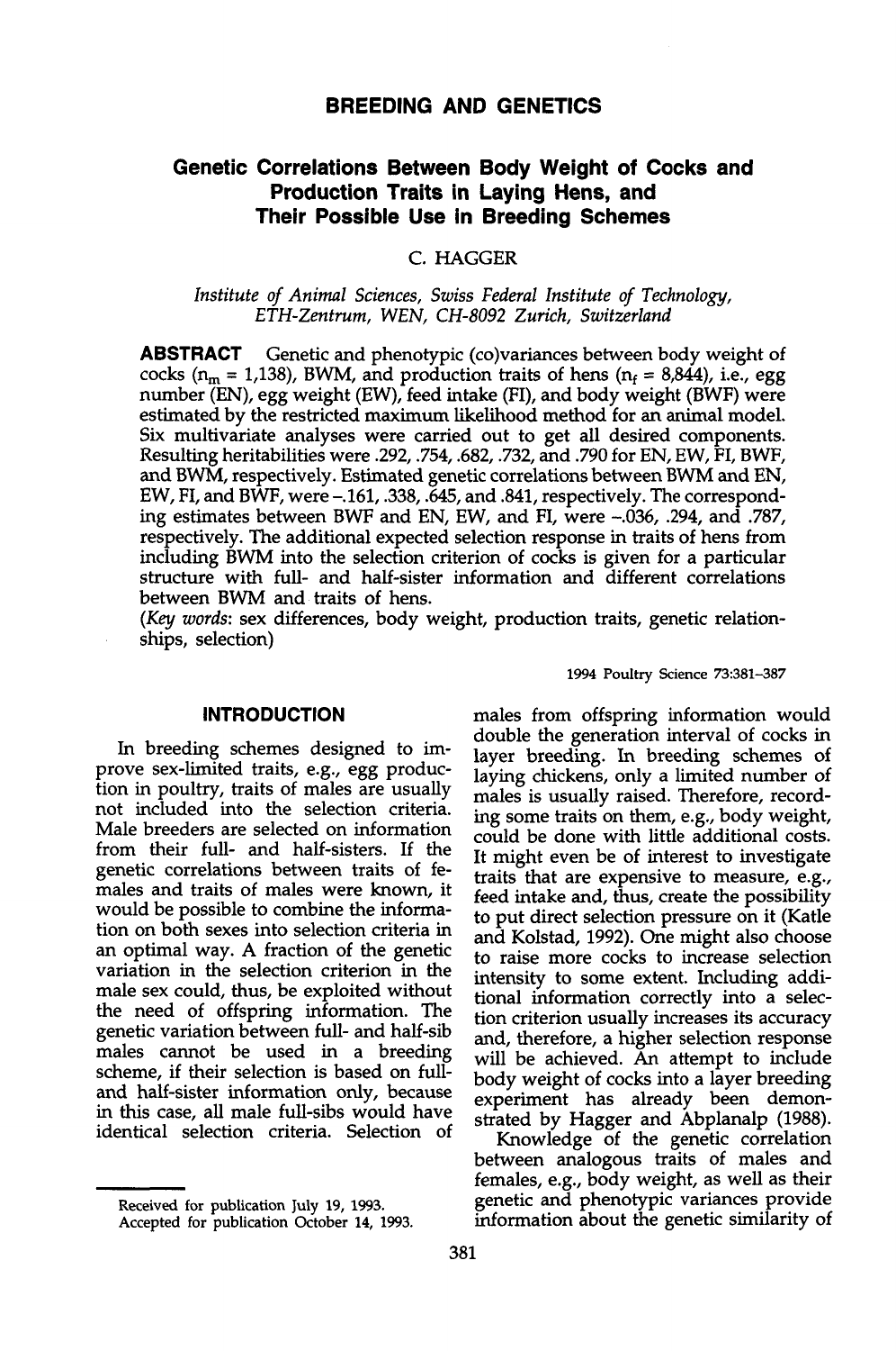## BREEDING AND GENETICS

# Genetic Correlations Between Body Weight of Cocks and Production Traits in Laying Hens, and Their Possible Use in Breeding Schemes

C. HAGGER

*Institute of Animal Sciences, Swiss Federal Institute of Technology, ETH-Zentrum, WEN, CH-8092 Zurich, Switzerland*

**ABSTRACT** Genetic and phenotypic (co)variances between body weight of cocks ($n_m$ = 1,138), BWM, and production traits of hens ($n_f$ = 8,844), i.e., egg number (EN), egg weight (EW), feed intake (FI), and body weight (BWF) were estimated by the restricted maximum likelihood method for an animal model. Six multivariate analyses were carried out to get all desired components. Resulting heritabilities were .292, .754, .682, .732, and .790 for EN, EW, FI, BWF, and BWM, respectively. Estimated genetic correlations between BWM and EN, EW, FI, and BWF, were –.161, .338, .645, and .841, respectively. The corresponding estimates between BWF and EN, EW, and FI, were –.036, .294, and .787, respectively. The additional expected selection response in traits of hens from including BWM into the selection criterion of cocks is given for a particular structure with full- and half-sister information and different correlations between BWM and traits of hens.

(*Key words*: sex differences, body weight, production traits, genetic relationships, selection)

1994 Poultry Science 73:381–387

## INTRODUCTION

In breeding schemes designed to improve sex-limited traits, e.g., egg production in poultry, traits of males are usually not included into the selection criteria. Male breeders are selected on information from their full- and half-sisters. If the genetic correlations between traits of females and traits of males were known, it would be possible to combine the information on both sexes into selection criteria in an optimal way. A fraction of the genetic variation in the selection criterion in the male sex could, thus, be exploited without the need of offspring information. The genetic variation between full- and half-sib males cannot be used in a breeding scheme, if their selection is based on full- and half-sister information only, because in this case, all male full-sibs would have identical selection criteria. Selection of males from offspring information would double the generation interval of cocks in layer breeding. In breeding schemes of laying chickens, only a limited number of males is usually raised. Therefore, recording some traits on them, e.g., body weight, could be done with little additional costs. It might even be of interest to investigate traits that are expensive to measure, e.g., feed intake and, thus, create the possibility to put direct selection pressure on it (Katle and Kolstad, 1992). One might also choose to raise more cocks to increase selection intensity to some extent. Including additional information correctly into a selection criterion usually increases its accuracy and, therefore, a higher selection response will be achieved. An attempt to include body weight of cocks into a layer breeding experiment has already been demonstrated by Hagger and Abplanalp (1988).

Knowledge of the genetic correlation between analogous traits of males and females, e.g., body weight, as well as their genetic and phenotypic variances provide information about the genetic similarity of

Received for publication July 19, 1993.
Accepted for publication October 14, 1993.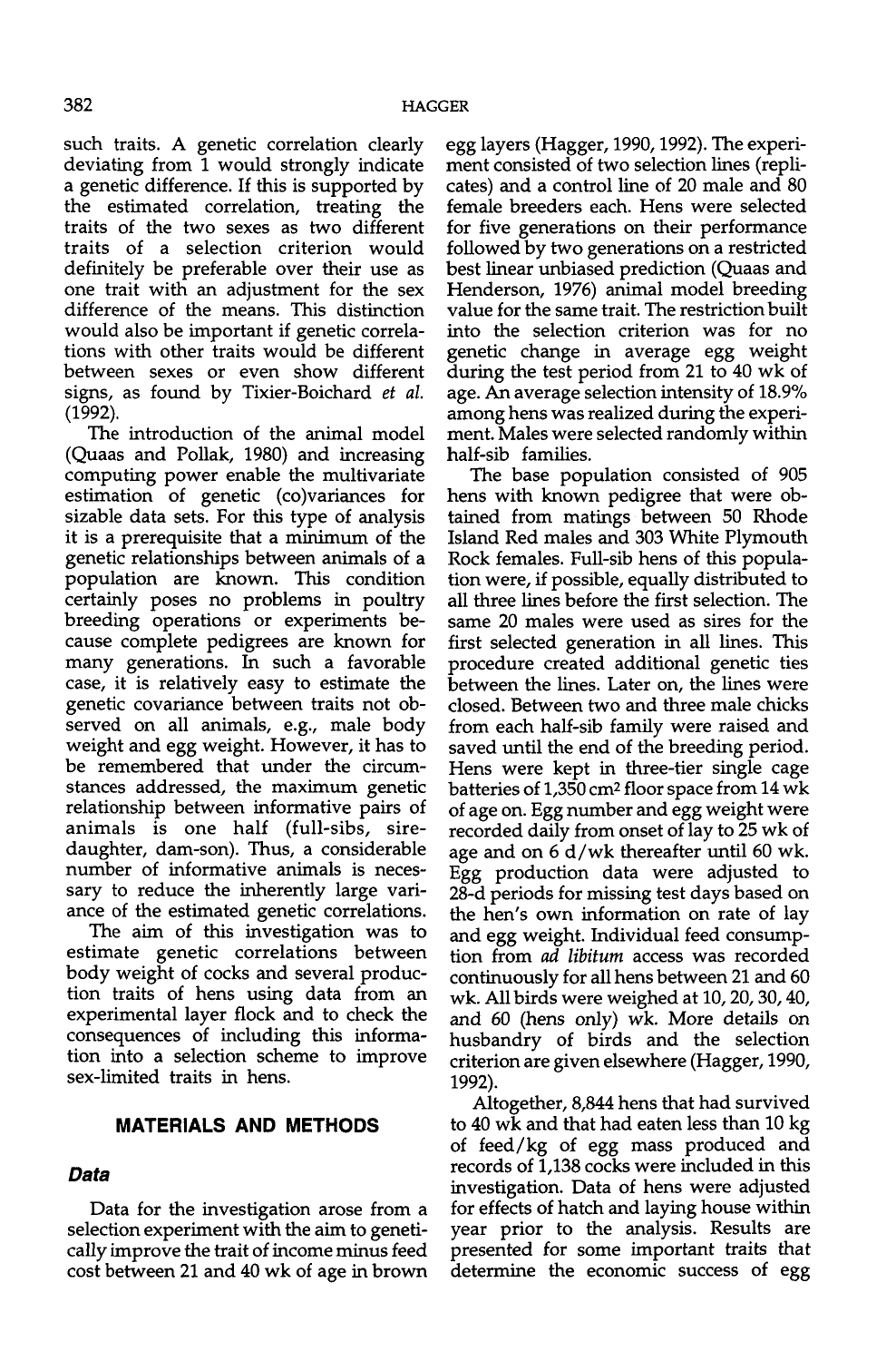such traits. A genetic correlation clearly deviating from 1 would strongly indicate a genetic difference. If this is supported by the estimated correlation, treating the traits of the two sexes as two different traits of a selection criterion would definitely be preferable over their use as one trait with an adjustment for the sex difference of the means. This distinction would also be important if genetic correlations with other traits would be different between sexes or even show different signs, as found by Tixier-Boichard *et al.* (1992).

The introduction of the animal model (Quaas and Pollak, 1980) and increasing computing power enable the multivariate estimation of genetic (co)variances for sizable data sets. For this type of analysis it is a prerequisite that a minimum of the genetic relationships between animals of a population are known. This condition certainly poses no problems in poultry breeding operations or experiments because complete pedigrees are known for many generations. In such a favorable case, it is relatively easy to estimate the genetic covariance between traits not observed on all animals, e.g., male body weight and egg weight. However, it has to be remembered that under the circumstances addressed, the maximum genetic relationship between informative pairs of animals is one half (full-sibs, sire-daughter, dam-son). Thus, a considerable number of informative animals is necessary to reduce the inherently large variance of the estimated genetic correlations.

The aim of this investigation was to estimate genetic correlations between body weight of cocks and several production traits of hens using data from an experimental layer flock and to check the consequences of including this information into a selection scheme to improve sex-limited traits in hens.

## MATERIALS AND METHODS

### *Data*

Data for the investigation arose from a selection experiment with the aim to genetically improve the trait of income minus feed cost between 21 and 40 wk of age in brown egg layers (Hagger, 1990, 1992). The experiment consisted of two selection lines (replicates) and a control line of 20 male and 80 female breeders each. Hens were selected for five generations on their performance followed by two generations on a restricted best linear unbiased prediction (Quaas and Henderson, 1976) animal model breeding value for the same trait. The restriction built into the selection criterion was for no genetic change in average egg weight during the test period from 21 to 40 wk of age. An average selection intensity of 18.9% among hens was realized during the experiment. Males were selected randomly within half-sib families.

The base population consisted of 905 hens with known pedigree that were obtained from matings between 50 Rhode Island Red males and 303 White Plymouth Rock females. Full-sib hens of this population were, if possible, equally distributed to all three lines before the first selection. The same 20 males were used as sires for the first selected generation in all lines. This procedure created additional genetic ties between the lines. Later on, the lines were closed. Between two and three male chicks from each half-sib family were raised and saved until the end of the breeding period. Hens were kept in three-tier single cage batteries of 1,350 $cm^2$ floor space from 14 wk of age on. Egg number and egg weight were recorded daily from onset of lay to 25 wk of age and on 6 d/wk thereafter until 60 wk. Egg production data were adjusted to 28-d periods for missing test days based on the hen's own information on rate of lay and egg weight. Individual feed consumption from *ad libitum* access was recorded continuously for all hens between 21 and 60 wk. All birds were weighed at 10, 20, 30, 40, and 60 (hens only) wk. More details on husbandry of birds and the selection criterion are given elsewhere (Hagger, 1990, 1992).

Altogether, 8,844 hens that had survived to 40 wk and that had eaten less than 10 kg of feed/kg of egg mass produced and records of 1,138 cocks were included in this investigation. Data of hens were adjusted for effects of hatch and laying house within year prior to the analysis. Results are presented for some important traits that determine the economic success of egg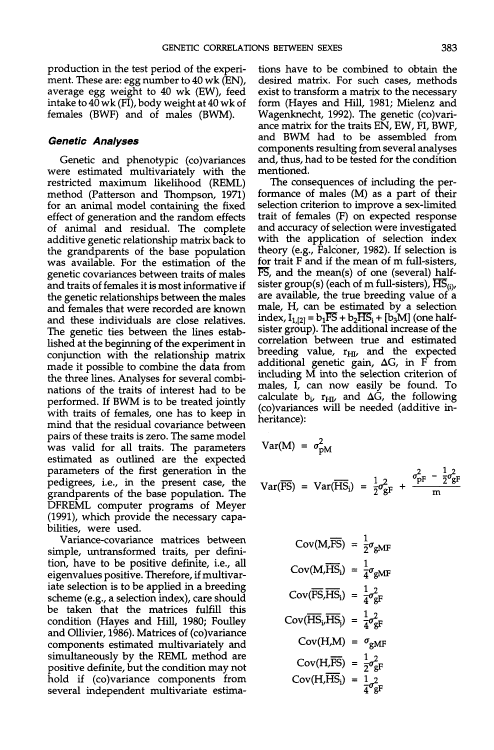production in the test period of the experiment. These are: egg number to 40 wk (EN), average egg weight to 40 wk (EW), feed intake to 40 wk (FI), body weight at 40 wk of females (BWF) and of males (BWM).

### *Genetic Analyses*

Genetic and phenotypic (co)variances were estimated multivariately with the restricted maximum likelihood (REML) method (Patterson and Thompson, 1971) for an animal model containing the fixed effect of generation and the random effects of animal and residual. The complete additive genetic relationship matrix back to the grandparents of the base population was available. For the estimation of the genetic covariances between traits of males and traits of females it is most informative if the genetic relationships between the males and females that were recorded are known and these individuals are close relatives. The genetic ties between the lines established at the beginning of the experiment in conjunction with the relationship matrix made it possible to combine the data from the three lines. Analyses for several combinations of the traits of interest had to be performed. If BWM is to be treated jointly with traits of females, one has to keep in mind that the residual covariance between pairs of these traits is zero. The same model was valid for all traits. The parameters estimated as outlined are the expected parameters of the first generation in the pedigrees, i.e., in the present case, the grandparents of the base population. The DFREML computer programs of Meyer (1991), which provide the necessary capabilities, were used.

Variance-covariance matrices between simple, untransformed traits, per definition, have to be positive definite, i.e., all eigenvalues positive. Therefore, if multivariate selection is to be applied in a breeding scheme (e.g., a selection index), care should be taken that the matrices fulfill this condition (Hayes and Hill, 1980; Foulley and Ollivier, 1986). Matrices of (co)variance components estimated multivariately and simultaneously by the REML method are positive definite, but the condition may not hold if (co)variance components from several independent multivariate estimations have to be combined to obtain the desired matrix. For such cases, methods exist to transform a matrix to the necessary form (Hayes and Hill, 1981; Mielenz and Wagenknecht, 1992). The genetic (co)variance matrix for the traits EN, EW, FI, BWF, and BWM had to be assembled from components resulting from several analyses and, thus, had to be tested for the condition mentioned.

The consequences of including the performance of males (M) as a part of their selection criterion to improve a sex-limited trait of females (F) on expected response and accuracy of selection were investigated with the application of selection index theory (e.g., Falconer, 1982). If selection is for trait F and if the mean of m full-sisters, $\overline{FS}$, and the mean(s) of one (several) half-sister group(s) (each of m full-sisters), $\overline{HS}_{(i)}$, are available, the true breeding value of a male, H, can be estimated by a selection index, $I_{1,[2]} = b_1\overline{FS} + b_2\overline{HS}_i + [b_3M]$ (one half-sister group). The additional increase of the correlation between true and estimated breeding value, $r_{HI}$, and the expected additional genetic gain, $\Delta G$, in F from including M into the selection criterion of males, I, can now easily be found. To calculate $b_i$, $r_{HI}$, and $\Delta G$, the following (co)variances will be needed (additive inheritance):

$$\text{Var}(M) = \sigma^2_{pM}$$

$$\text{Var}(\overline{FS}) = \text{Var}(\overline{HS}_i) = \frac{1}{2}\sigma^2_{gF} + \frac{\sigma^2_{pF} - \frac{1}{2}\sigma^2_{gF}}{m}$$

$$\text{Cov}(M,\overline{FS}) = \frac{1}{2}\sigma_{gMF}$$

$$\text{Cov}(M,\overline{HS}_i) = \frac{1}{4}\sigma_{gMF}$$

$$\text{Cov}(\overline{FS},\overline{HS}_i) = \frac{1}{4}\sigma^2_{gF}$$

$$\text{Cov}(\overline{HS}_i,\overline{HS}_j) = \frac{1}{4}\sigma^2_{gF}$$

$$\text{Cov}(H,M) = \sigma_{gMF}$$

$$\text{Cov}(H,\overline{FS}) = \frac{1}{2}\sigma^2_{gF}$$

$$\text{Cov}(H,\overline{HS}_i) = \frac{1}{4}\sigma^2_{gF}$$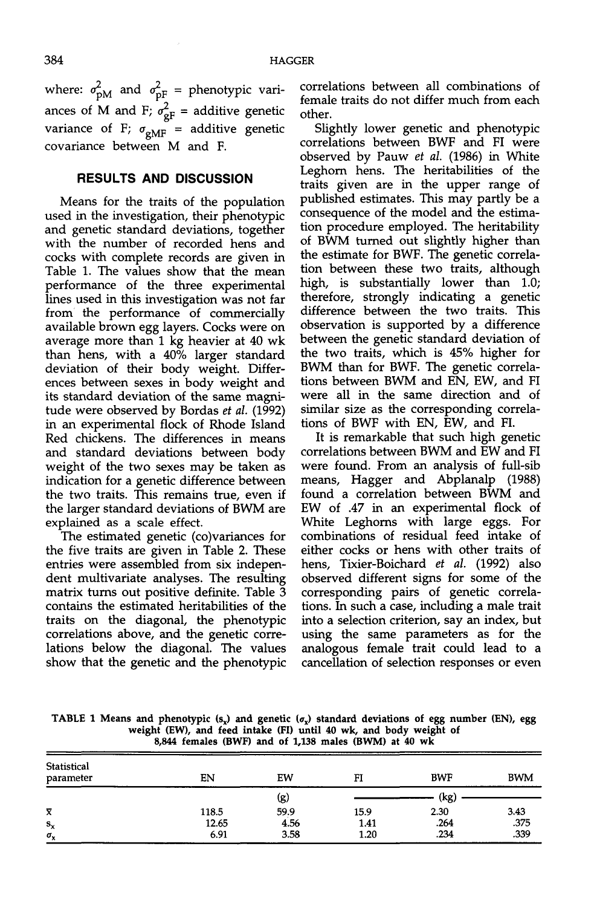where: $\sigma^2_{pM}$ and $\sigma^2_{pF}$ = phenotypic variances of M and F; $\sigma^2_{gF}$ = additive genetic variance of F; $\sigma_{gMF}$ = additive genetic covariance between M and F.

## RESULTS AND DISCUSSION

Means for the traits of the population used in the investigation, their phenotypic and genetic standard deviations, together with the number of recorded hens and cocks with complete records are given in Table 1. The values show that the mean performance of the three experimental lines used in this investigation was not far from the performance of commercially available brown egg layers. Cocks were on average more than 1 kg heavier at 40 wk than hens, with a 40% larger standard deviation of their body weight. Differences between sexes in body weight and its standard deviation of the same magnitude were observed by Bordas *et al.* (1992) in an experimental flock of Rhode Island Red chickens. The differences in means and standard deviations between body weight of the two sexes may be taken as indication for a genetic difference between the two traits. This remains true, even if the larger standard deviations of BWM are explained as a scale effect.

The estimated genetic (co)variances for the five traits are given in Table 2. These entries were assembled from six independent multivariate analyses. The resulting matrix turns out positive definite. Table 3 contains the estimated heritabilities of the traits on the diagonal, the phenotypic correlations above, and the genetic correlations below the diagonal. The values show that the genetic and the phenotypic correlations between all combinations of female traits do not differ much from each other.

Slightly lower genetic and phenotypic correlations between BWF and FI were observed by Pauw *et al.* (1986) in White Leghorn hens. The heritabilities of the traits given are in the upper range of published estimates. This may partly be a consequence of the model and the estimation procedure employed. The heritability of BWM turned out slightly higher than the estimate for BWF. The genetic correlation between these two traits, although high, is substantially lower than 1.0; therefore, strongly indicating a genetic difference between the two traits. This observation is supported by a difference between the genetic standard deviation of the two traits, which is 45% higher for BWM than for BWF. The genetic correlations between BWM and EN, EW, and FI were all in the same direction and of similar size as the corresponding correlations of BWF with EN, EW, and FI.

It is remarkable that such high genetic correlations between BWM and EW and FI were found. From an analysis of full-sib means, Hagger and Abplanalp (1988) found a correlation between BWM and EW of .47 in an experimental flock of White Leghorns with large eggs. For combinations of residual feed intake of either cocks or hens with other traits of hens, Tixier-Boichard *et al.* (1992) also observed different signs for some of the corresponding pairs of genetic correlations. In such a case, including a male trait into a selection criterion, say an index, but using the same parameters as for the analogous female trait could lead to a cancellation of selection responses or even

TABLE 1 Means and phenotypic ($s_x$) and genetic ($\sigma_x$) standard deviations of egg number (EN), egg weight (EW), and feed intake (FI) until 40 wk, and body weight of 8,844 females (BWF) and of 1,138 males (BWM) at 40 wk

| Statistical parameter | EN | EW | FI | BWF | BWM |
|---|---|---|---|---|---|
| | | (g) | (kg) | (kg) | (kg) |
| $\bar{x}$ | 118.5 | 59.9 | 15.9 | 2.30 | 3.43 |
| $s_x$ | 12.65 | 4.56 | 1.41 | .264 | .375 |
| $\sigma_x$ | 6.91 | 3.58 | 1.20 | .234 | .339 |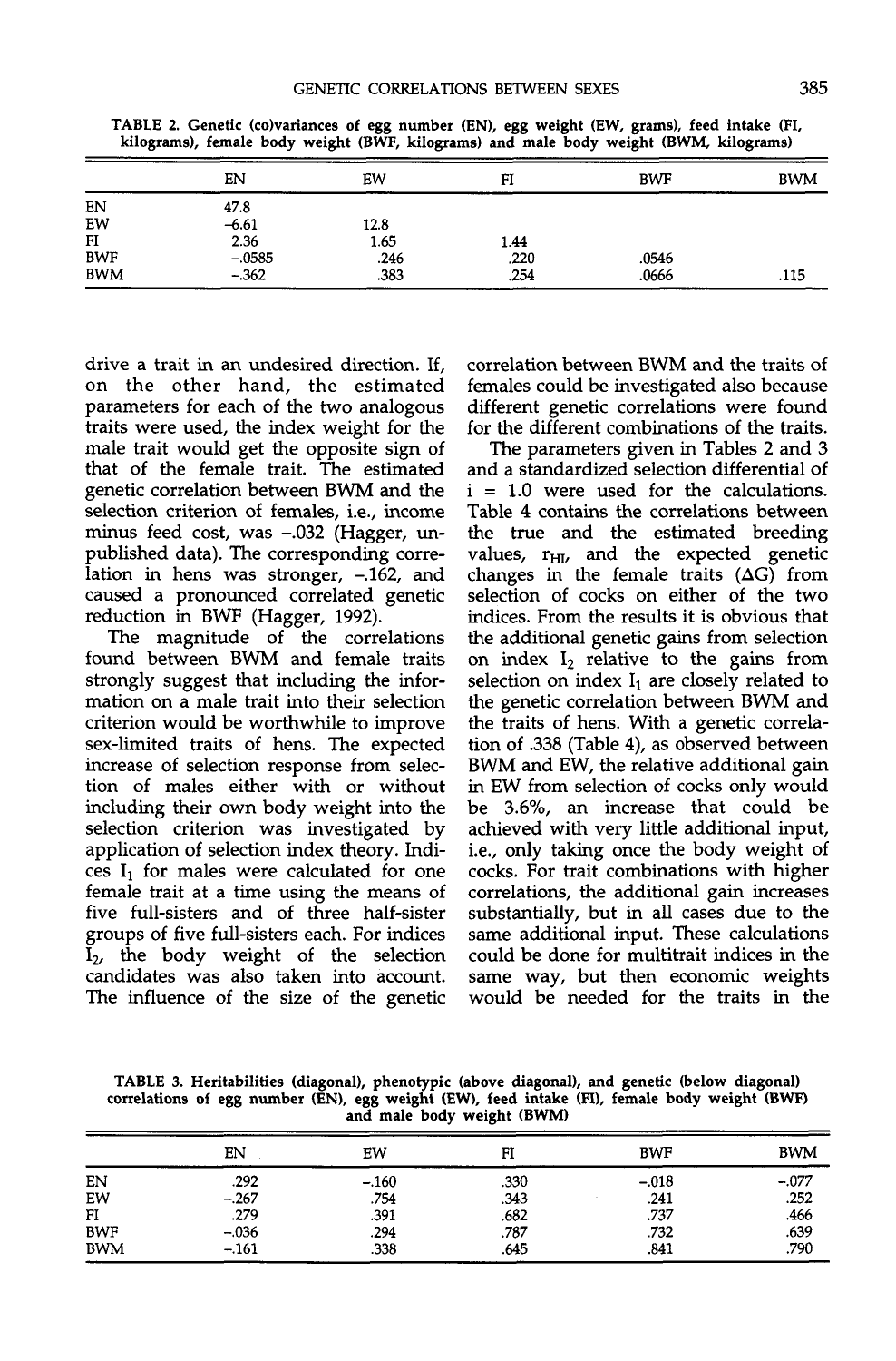TABLE 2. Genetic (co)variances of egg number (EN), egg weight (EW, grams), feed intake (FI, kilograms), female body weight (BWF, kilograms) and male body weight (BWM, kilograms)

| | EN | EW | FI | BWF | BWM |
|---|---|---|---|---|---|
| EN | 47.8 | | | | |
| EW | −6.61 | 12.8 | | | |
| FI | 2.36 | 1.65 | 1.44 | | |
| BWF | −.0585 | .246 | .220 | .0546 | |
| BWM | −.362 | .383 | .254 | .0666 | .115 |

drive a trait in an undesired direction. If, on the other hand, the estimated parameters for each of the two analogous traits were used, the index weight for the male trait would get the opposite sign of that of the female trait. The estimated genetic correlation between BWM and the selection criterion of females, i.e., income minus feed cost, was −.032 (Hagger, unpublished data). The corresponding correlation in hens was stronger, −.162, and caused a pronounced correlated genetic reduction in BWF (Hagger, 1992).

The magnitude of the correlations found between BWM and female traits strongly suggest that including the information on a male trait into their selection criterion would be worthwhile to improve sex-limited traits of hens. The expected increase of selection response from selection of males either with or without including their own body weight into the selection criterion was investigated by application of selection index theory. Indices $I_1$ for males were calculated for one female trait at a time using the means of five full-sisters and of three half-sister groups of five full-sisters each. For indices $I_2$, the body weight of the selection candidates was also taken into account. The influence of the size of the genetic correlation between BWM and the traits of females could be investigated also because different genetic correlations were found for the different combinations of the traits.

The parameters given in Tables 2 and 3 and a standardized selection differential of i = 1.0 were used for the calculations. Table 4 contains the correlations between the true and the estimated breeding values, $r_{HI}$, and the expected genetic changes in the female traits ($\Delta G$) from selection of cocks on either of the two indices. From the results it is obvious that the additional genetic gains from selection on index $I_2$ relative to the gains from selection on index $I_1$ are closely related to the genetic correlation between BWM and the traits of hens. With a genetic correlation of .338 (Table 4), as observed between BWM and EW, the relative additional gain in EW from selection of cocks only would be 3.6%, an increase that could be achieved with very little additional input, i.e., only taking once the body weight of cocks. For trait combinations with higher correlations, the additional gain increases substantially, but in all cases due to the same additional input. These calculations could be done for multitrait indices in the same way, but then economic weights would be needed for the traits in the

TABLE 3. Heritabilities (diagonal), phenotypic (above diagonal), and genetic (below diagonal) correlations of egg number (EN), egg weight (EW), feed intake (FI), female body weight (BWF) and male body weight (BWM)

| | EN | EW | FI | BWF | BWM |
|---|---|---|---|---|---|
| EN | .292 | −.160 | .330 | −.018 | −.077 |
| EW | −.267 | .754 | .343 | .241 | .252 |
| FI | .279 | .391 | .682 | .737 | .466 |
| BWF | −.036 | .294 | .787 | .732 | .639 |
| BWM | −.161 | .338 | .645 | .841 | .790 |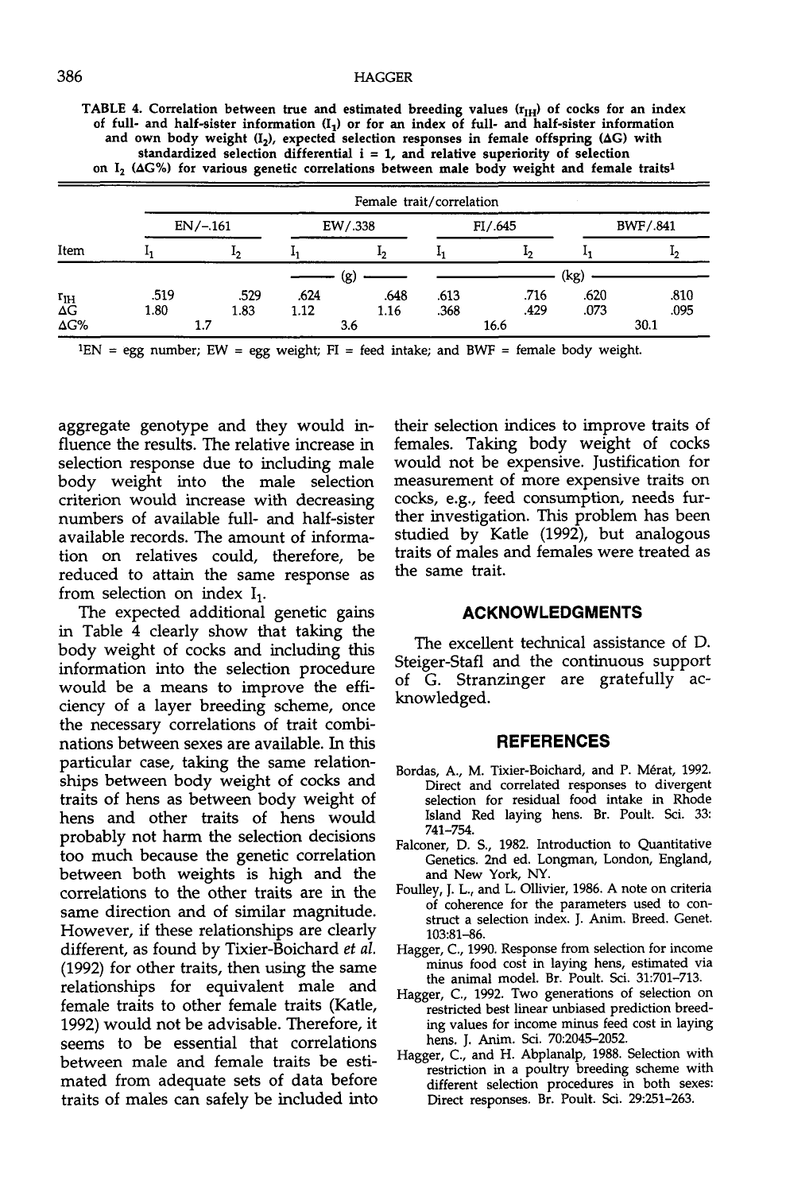TABLE 4. Correlation between true and estimated breeding values ($r_{IH}$) of cocks for an index of full- and half-sister information ($I_1$) or for an index of full- and half-sister information and own body weight ($I_2$), expected selection responses in female offspring ($\Delta G$) with standardized selection differential i = 1, and relative superiority of selection on $I_2$ ($\Delta G\%$) for various genetic correlations between male body weight and female traits[1]

| | Female trait/correlation | | | | | | | |
|---|---|---|---|---|---|---|---|---|
| | EN/-.161 | | EW/.338 | | FI/.645 | | BWF/.841 | |
| Item | $I_1$ | $I_2$ | $I_1$ | $I_2$ | $I_1$ | $I_2$ | $I_1$ | $I_2$ |
| | | | (g) | | (kg) | | | |
| $r_{IH}$ | .519 | .529 | .624 | .648 | .613 | .716 | .620 | .810 |
| $\Delta G$ | 1.80 | 1.83 | 1.12 | 1.16 | .368 | .429 | .073 | .095 |
| $\Delta G\%$ | 1.7 | | 3.6 | | 16.6 | | 30.1 | |

[1]EN = egg number; EW = egg weight; FI = feed intake; and BWF = female body weight.

aggregate genotype and they would influence the results. The relative increase in selection response due to including male body weight into the male selection criterion would increase with decreasing numbers of available full- and half-sister available records. The amount of information on relatives could, therefore, be reduced to attain the same response as from selection on index $I_1$.

The expected additional genetic gains in Table 4 clearly show that taking the body weight of cocks and including this information into the selection procedure would be a means to improve the efficiency of a layer breeding scheme, once the necessary correlations of trait combinations between sexes are available. In this particular case, taking the same relationships between body weight of cocks and traits of hens as between body weight of hens and other traits of hens would probably not harm the selection decisions too much because the genetic correlation between both weights is high and the correlations to the other traits are in the same direction and of similar magnitude. However, if these relationships are clearly different, as found by Tixier-Boichard *et al.* (1992) for other traits, then using the same relationships for equivalent male and female traits to other female traits (Katle, 1992) would not be advisable. Therefore, it seems to be essential that correlations between male and female traits be estimated from adequate sets of data before traits of males can safely be included into their selection indices to improve traits of females. Taking body weight of cocks would not be expensive. Justification for measurement of more expensive traits on cocks, e.g., feed consumption, needs further investigation. This problem has been studied by Katle (1992), but analogous traits of males and females were treated as the same trait.

## ACKNOWLEDGMENTS

The excellent technical assistance of D. Steiger-Stafl and the continuous support of G. Stranzinger are gratefully acknowledged.

## REFERENCES

Bordas, A., M. Tixier-Boichard, and P. Mérat, 1992. Direct and correlated responses to divergent selection for residual food intake in Rhode Island Red laying hens. Br. Poult. Sci. 33: 741–754.

Falconer, D. S., 1982. Introduction to Quantitative Genetics. 2nd ed. Longman, London, England, and New York, NY.

Foulley, J. L., and L. Ollivier, 1986. A note on criteria of coherence for the parameters used to construct a selection index. J. Anim. Breed. Genet. 103:81–86.

Hagger, C., 1990. Response from selection for income minus food cost in laying hens, estimated via the animal model. Br. Poult. Sci. 31:701–713.

Hagger, C., 1992. Two generations of selection on restricted best linear unbiased prediction breeding values for income minus feed cost in laying hens. J. Anim. Sci. 70:2045–2052.

Hagger, C., and H. Abplanalp, 1988. Selection with restriction in a poultry breeding scheme with different selection procedures in both sexes: Direct responses. Br. Poult. Sci. 29:251–263.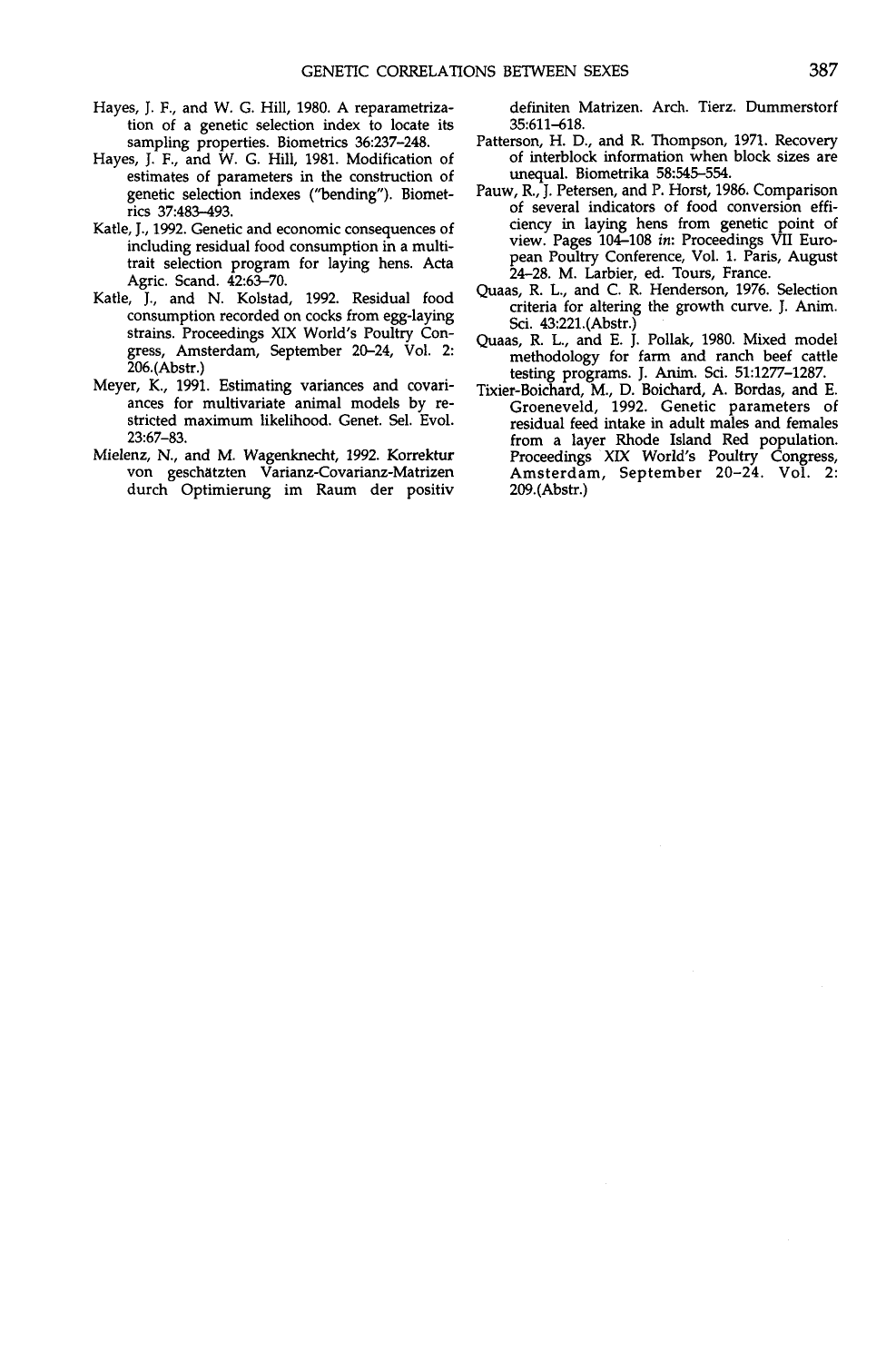Hayes, J. F., and W. G. Hill, 1980. A reparametrization of a genetic selection index to locate its sampling properties. Biometrics 36:237–248.

Hayes, J. F., and W. G. Hill, 1981. Modification of estimates of parameters in the construction of genetic selection indexes ("bending"). Biometrics 37:483–493.

Katle, J., 1992. Genetic and economic consequences of including residual food consumption in a multi-trait selection program for laying hens. Acta Agric. Scand. 42:63–70.

Katle, J., and N. Kolstad, 1992. Residual food consumption recorded on cocks from egg-laying strains. Proceedings XIX World's Poultry Congress, Amsterdam, September 20–24, Vol. 2: 206.(Abstr.)

Meyer, K., 1991. Estimating variances and covariances for multivariate animal models by restricted maximum likelihood. Genet. Sel. Evol. 23:67–83.

Mielenz, N., and M. Wagenknecht, 1992. Korrektur von geschätzten Varianz-Covarianz-Matrizen durch Optimierung im Raum der positiv definiten Matrizen. Arch. Tierz. Dummerstorf 35:611–618.

Patterson, H. D., and R. Thompson, 1971. Recovery of interblock information when block sizes are unequal. Biometrika 58:545–554.

Pauw, R., J. Petersen, and P. Horst, 1986. Comparison of several indicators of food conversion efficiency in laying hens from genetic point of view. Pages 104–108 *in*: Proceedings VII European Poultry Conference, Vol. 1. Paris, August 24–28. M. Larbier, ed. Tours, France.

Quaas, R. L., and C. R. Henderson, 1976. Selection criteria for altering the growth curve. J. Anim. Sci. 43:221.(Abstr.)

Quaas, R. L., and E. J. Pollak, 1980. Mixed model methodology for farm and ranch beef cattle testing programs. J. Anim. Sci. 51:1277–1287.

Tixier-Boichard, M., D. Boichard, A. Bordas, and E. Groeneveld, 1992. Genetic parameters of residual feed intake in adult males and females from a layer Rhode Island Red population. Proceedings XIX World's Poultry Congress, Amsterdam, September 20–24. Vol. 2: 209.(Abstr.)